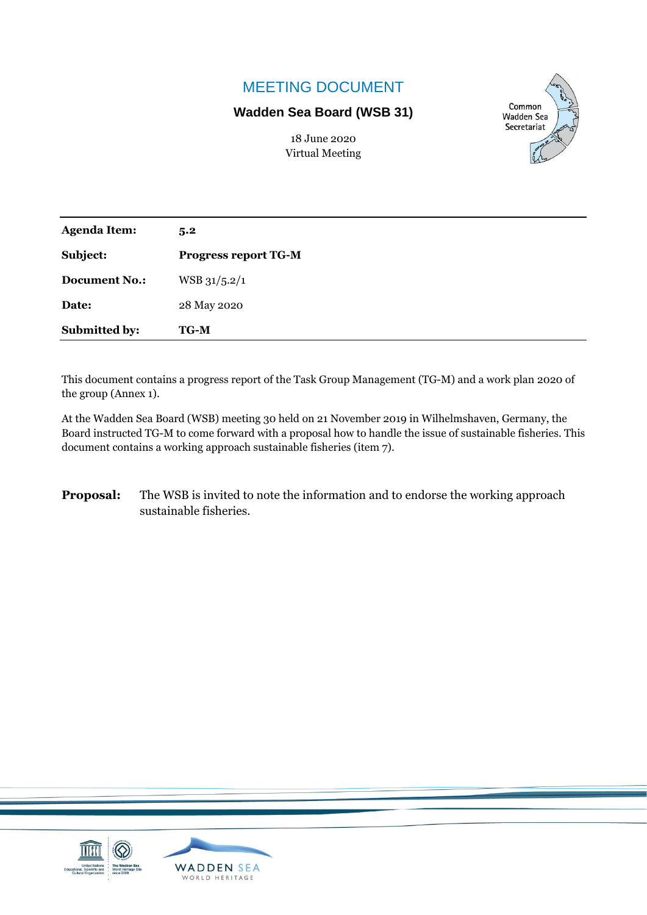# MEETING DOCUMENT

## Wadden Sea Board (WSB 31)

18 June 2020
Virtual Meeting

Common Wadden Sea Secretariat

| **Agenda Item:** | **5.2** |
|---|---|
| **Subject:** | **Progress report TG-M** |
| **Document No.:** | WSB 31/5.2/1 |
| **Date:** | 28 May 2020 |
| **Submitted by:** | **TG-M** |

This document contains a progress report of the Task Group Management (TG-M) and a work plan 2020 of the group (Annex 1).

At the Wadden Sea Board (WSB) meeting 30 held on 21 November 2019 in Wilhelmshaven, Germany, the Board instructed TG-M to come forward with a proposal how to handle the issue of sustainable fisheries. This document contains a working approach sustainable fisheries (item 7).

**Proposal:** The WSB is invited to note the information and to endorse the working approach sustainable fisheries.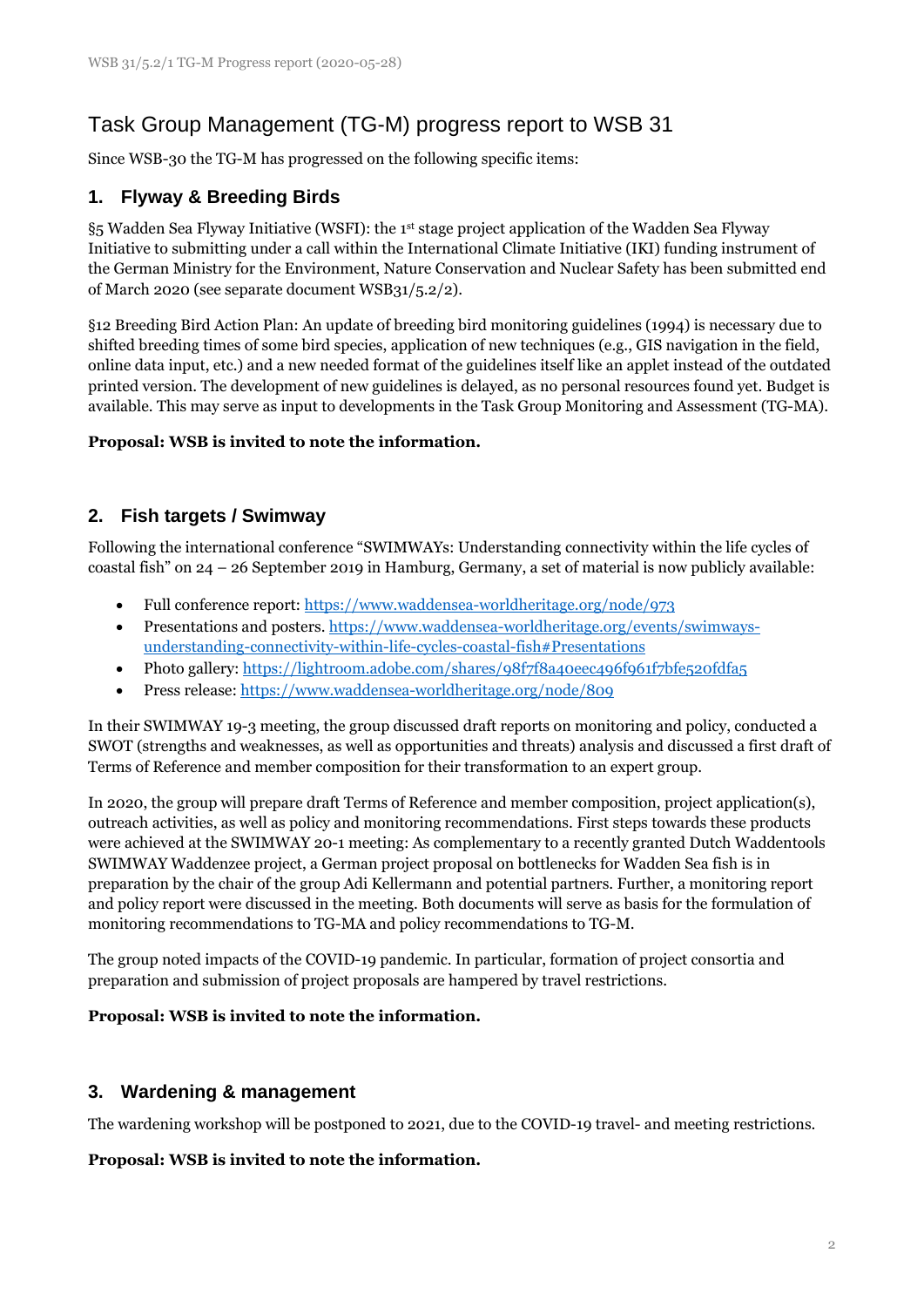# Task Group Management (TG-M) progress report to WSB 31

Since WSB-30 the TG-M has progressed on the following specific items:

## 1. Flyway & Breeding Birds

§5 Wadden Sea Flyway Initiative (WSFI): the 1st stage project application of the Wadden Sea Flyway Initiative to submitting under a call within the International Climate Initiative (IKI) funding instrument of the German Ministry for the Environment, Nature Conservation and Nuclear Safety has been submitted end of March 2020 (see separate document WSB31/5.2/2).

§12 Breeding Bird Action Plan: An update of breeding bird monitoring guidelines (1994) is necessary due to shifted breeding times of some bird species, application of new techniques (e.g., GIS navigation in the field, online data input, etc.) and a new needed format of the guidelines itself like an applet instead of the outdated printed version. The development of new guidelines is delayed, as no personal resources found yet. Budget is available. This may serve as input to developments in the Task Group Monitoring and Assessment (TG-MA).

**Proposal: WSB is invited to note the information.**

## 2. Fish targets / Swimway

Following the international conference "SWIMWAYs: Understanding connectivity within the life cycles of coastal fish" on 24 – 26 September 2019 in Hamburg, Germany, a set of material is now publicly available:

- Full conference report: https://www.waddensea-worldheritage.org/node/973
- Presentations and posters. https://www.waddensea-worldheritage.org/events/swimways-understanding-connectivity-within-life-cycles-coastal-fish#Presentations
- Photo gallery: https://lightroom.adobe.com/shares/98f7f8a40eec496f961f7bfe520fdfa5
- Press release: https://www.waddensea-worldheritage.org/node/809

In their SWIMWAY 19-3 meeting, the group discussed draft reports on monitoring and policy, conducted a SWOT (strengths and weaknesses, as well as opportunities and threats) analysis and discussed a first draft of Terms of Reference and member composition for their transformation to an expert group.

In 2020, the group will prepare draft Terms of Reference and member composition, project application(s), outreach activities, as well as policy and monitoring recommendations. First steps towards these products were achieved at the SWIMWAY 20-1 meeting: As complementary to a recently granted Dutch Waddentools SWIMWAY Waddenzee project, a German project proposal on bottlenecks for Wadden Sea fish is in preparation by the chair of the group Adi Kellermann and potential partners. Further, a monitoring report and policy report were discussed in the meeting. Both documents will serve as basis for the formulation of monitoring recommendations to TG-MA and policy recommendations to TG-M.

The group noted impacts of the COVID-19 pandemic. In particular, formation of project consortia and preparation and submission of project proposals are hampered by travel restrictions.

**Proposal: WSB is invited to note the information.**

## 3. Wardening & management

The wardening workshop will be postponed to 2021, due to the COVID-19 travel- and meeting restrictions.

**Proposal: WSB is invited to note the information.**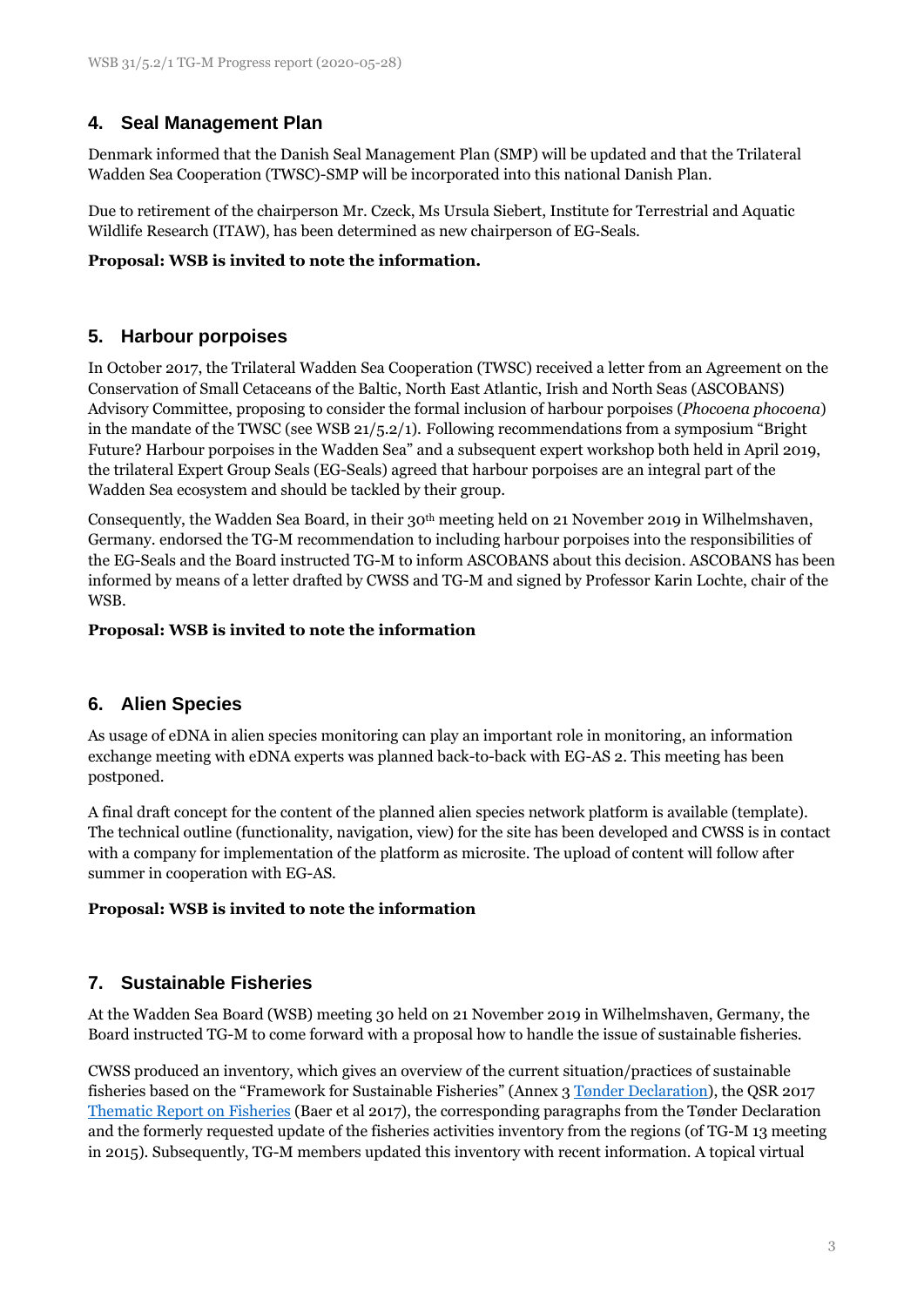## 4. Seal Management Plan

Denmark informed that the Danish Seal Management Plan (SMP) will be updated and that the Trilateral Wadden Sea Cooperation (TWSC)-SMP will be incorporated into this national Danish Plan.

Due to retirement of the chairperson Mr. Czeck, Ms Ursula Siebert, Institute for Terrestrial and Aquatic Wildlife Research (ITAW), has been determined as new chairperson of EG-Seals.

**Proposal: WSB is invited to note the information.**

## 5. Harbour porpoises

In October 2017, the Trilateral Wadden Sea Cooperation (TWSC) received a letter from an Agreement on the Conservation of Small Cetaceans of the Baltic, North East Atlantic, Irish and North Seas (ASCOBANS) Advisory Committee, proposing to consider the formal inclusion of harbour porpoises (*Phocoena phocoena*) in the mandate of the TWSC (see WSB 21/5.2/1). Following recommendations from a symposium "Bright Future? Harbour porpoises in the Wadden Sea" and a subsequent expert workshop both held in April 2019, the trilateral Expert Group Seals (EG-Seals) agreed that harbour porpoises are an integral part of the Wadden Sea ecosystem and should be tackled by their group.

Consequently, the Wadden Sea Board, in their 30th meeting held on 21 November 2019 in Wilhelmshaven, Germany. endorsed the TG-M recommendation to including harbour porpoises into the responsibilities of the EG-Seals and the Board instructed TG-M to inform ASCOBANS about this decision. ASCOBANS has been informed by means of a letter drafted by CWSS and TG-M and signed by Professor Karin Lochte, chair of the WSB.

**Proposal: WSB is invited to note the information**

## 6. Alien Species

As usage of eDNA in alien species monitoring can play an important role in monitoring, an information exchange meeting with eDNA experts was planned back-to-back with EG-AS 2. This meeting has been postponed.

A final draft concept for the content of the planned alien species network platform is available (template). The technical outline (functionality, navigation, view) for the site has been developed and CWSS is in contact with a company for implementation of the platform as microsite. The upload of content will follow after summer in cooperation with EG-AS.

**Proposal: WSB is invited to note the information**

## 7. Sustainable Fisheries

At the Wadden Sea Board (WSB) meeting 30 held on 21 November 2019 in Wilhelmshaven, Germany, the Board instructed TG-M to come forward with a proposal how to handle the issue of sustainable fisheries.

CWSS produced an inventory, which gives an overview of the current situation/practices of sustainable fisheries based on the "Framework for Sustainable Fisheries" (Annex 3 Tønder Declaration), the QSR 2017 Thematic Report on Fisheries (Baer et al 2017), the corresponding paragraphs from the Tønder Declaration and the formerly requested update of the fisheries activities inventory from the regions (of TG-M 13 meeting in 2015). Subsequently, TG-M members updated this inventory with recent information. A topical virtual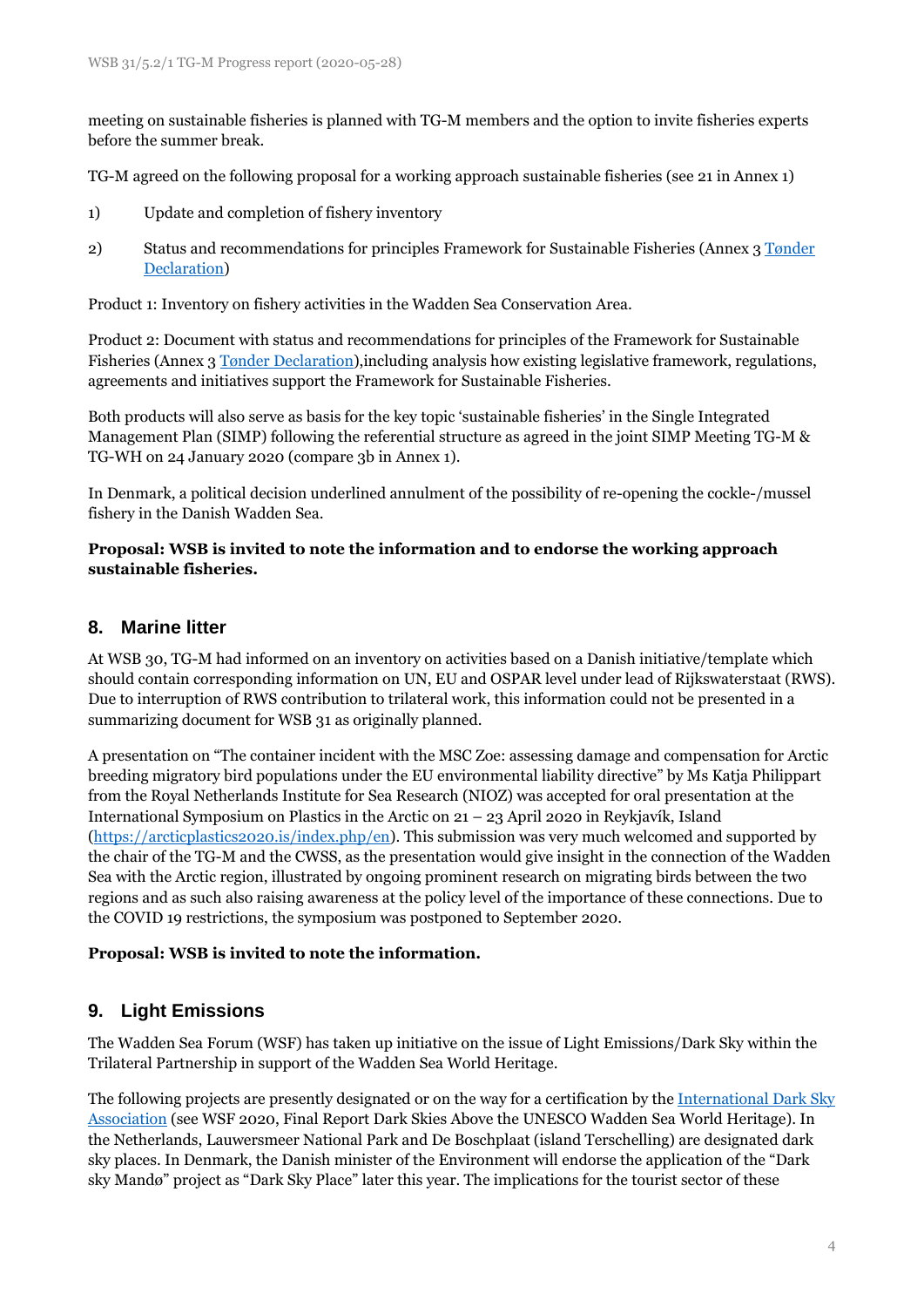meeting on sustainable fisheries is planned with TG-M members and the option to invite fisheries experts before the summer break.

TG-M agreed on the following proposal for a working approach sustainable fisheries (see 21 in Annex 1)

1) Update and completion of fishery inventory

2) Status and recommendations for principles Framework for Sustainable Fisheries (Annex 3 Tønder Declaration)

Product 1: Inventory on fishery activities in the Wadden Sea Conservation Area.

Product 2: Document with status and recommendations for principles of the Framework for Sustainable Fisheries (Annex 3 Tønder Declaration),including analysis how existing legislative framework, regulations, agreements and initiatives support the Framework for Sustainable Fisheries.

Both products will also serve as basis for the key topic 'sustainable fisheries' in the Single Integrated Management Plan (SIMP) following the referential structure as agreed in the joint SIMP Meeting TG-M & TG-WH on 24 January 2020 (compare 3b in Annex 1).

In Denmark, a political decision underlined annulment of the possibility of re-opening the cockle-/mussel fishery in the Danish Wadden Sea.

**Proposal: WSB is invited to note the information and to endorse the working approach sustainable fisheries.**

## 8. Marine litter

At WSB 30, TG-M had informed on an inventory on activities based on a Danish initiative/template which should contain corresponding information on UN, EU and OSPAR level under lead of Rijkswaterstaat (RWS). Due to interruption of RWS contribution to trilateral work, this information could not be presented in a summarizing document for WSB 31 as originally planned.

A presentation on "The container incident with the MSC Zoe: assessing damage and compensation for Arctic breeding migratory bird populations under the EU environmental liability directive" by Ms Katja Philippart from the Royal Netherlands Institute for Sea Research (NIOZ) was accepted for oral presentation at the International Symposium on Plastics in the Arctic on 21 – 23 April 2020 in Reykjavík, Island (https://arcticplastics2020.is/index.php/en). This submission was very much welcomed and supported by the chair of the TG-M and the CWSS, as the presentation would give insight in the connection of the Wadden Sea with the Arctic region, illustrated by ongoing prominent research on migrating birds between the two regions and as such also raising awareness at the policy level of the importance of these connections. Due to the COVID 19 restrictions, the symposium was postponed to September 2020.

**Proposal: WSB is invited to note the information.**

## 9. Light Emissions

The Wadden Sea Forum (WSF) has taken up initiative on the issue of Light Emissions/Dark Sky within the Trilateral Partnership in support of the Wadden Sea World Heritage.

The following projects are presently designated or on the way for a certification by the International Dark Sky Association (see WSF 2020, Final Report Dark Skies Above the UNESCO Wadden Sea World Heritage). In the Netherlands, Lauwersmeer National Park and De Boschplaat (island Terschelling) are designated dark sky places. In Denmark, the Danish minister of the Environment will endorse the application of the "Dark sky Mandø" project as "Dark Sky Place" later this year. The implications for the tourist sector of these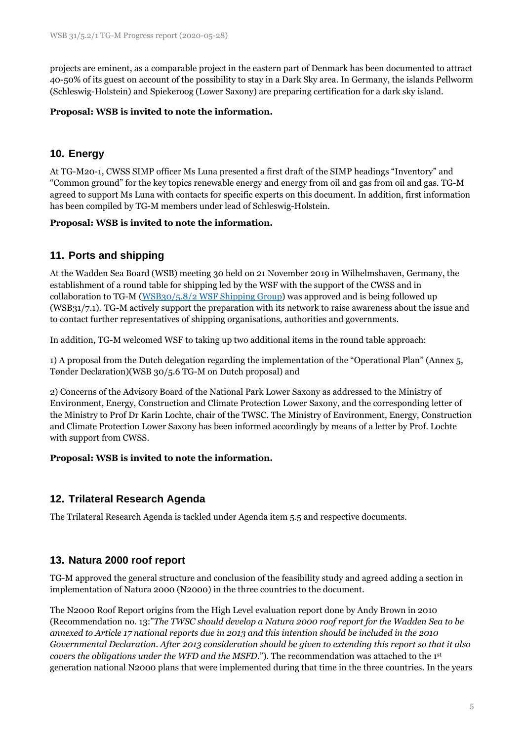projects are eminent, as a comparable project in the eastern part of Denmark has been documented to attract 40-50% of its guest on account of the possibility to stay in a Dark Sky area. In Germany, the islands Pellworm (Schleswig-Holstein) and Spiekeroog (Lower Saxony) are preparing certification for a dark sky island.

**Proposal: WSB is invited to note the information.**

## 10. Energy

At TG-M20-1, CWSS SIMP officer Ms Luna presented a first draft of the SIMP headings "Inventory" and "Common ground" for the key topics renewable energy and energy from oil and gas from oil and gas. TG-M agreed to support Ms Luna with contacts for specific experts on this document. In addition, first information has been compiled by TG-M members under lead of Schleswig-Holstein.

**Proposal: WSB is invited to note the information.**

## 11. Ports and shipping

At the Wadden Sea Board (WSB) meeting 30 held on 21 November 2019 in Wilhelmshaven, Germany, the establishment of a round table for shipping led by the WSF with the support of the CWSS and in collaboration to TG-M (WSB30/5.8/2 WSF Shipping Group) was approved and is being followed up (WSB31/7.1). TG-M actively support the preparation with its network to raise awareness about the issue and to contact further representatives of shipping organisations, authorities and governments.

In addition, TG-M welcomed WSF to taking up two additional items in the round table approach:

1) A proposal from the Dutch delegation regarding the implementation of the "Operational Plan" (Annex 5, Tønder Declaration)(WSB 30/5.6 TG-M on Dutch proposal) and

2) Concerns of the Advisory Board of the National Park Lower Saxony as addressed to the Ministry of Environment, Energy, Construction and Climate Protection Lower Saxony, and the corresponding letter of the Ministry to Prof Dr Karin Lochte, chair of the TWSC. The Ministry of Environment, Energy, Construction and Climate Protection Lower Saxony has been informed accordingly by means of a letter by Prof. Lochte with support from CWSS.

**Proposal: WSB is invited to note the information.**

## 12. Trilateral Research Agenda

The Trilateral Research Agenda is tackled under Agenda item 5.5 and respective documents.

## 13. Natura 2000 roof report

TG-M approved the general structure and conclusion of the feasibility study and agreed adding a section in implementation of Natura 2000 (N2000) in the three countries to the document.

The N2000 Roof Report origins from the High Level evaluation report done by Andy Brown in 2010 (Recommendation no. 13:"*The TWSC should develop a Natura 2000 roof report for the Wadden Sea to be annexed to Article 17 national reports due in 2013 and this intention should be included in the 2010 Governmental Declaration. After 2013 consideration should be given to extending this report so that it also covers the obligations under the WFD and the MSFD.*"). The recommendation was attached to the 1st generation national N2000 plans that were implemented during that time in the three countries. In the years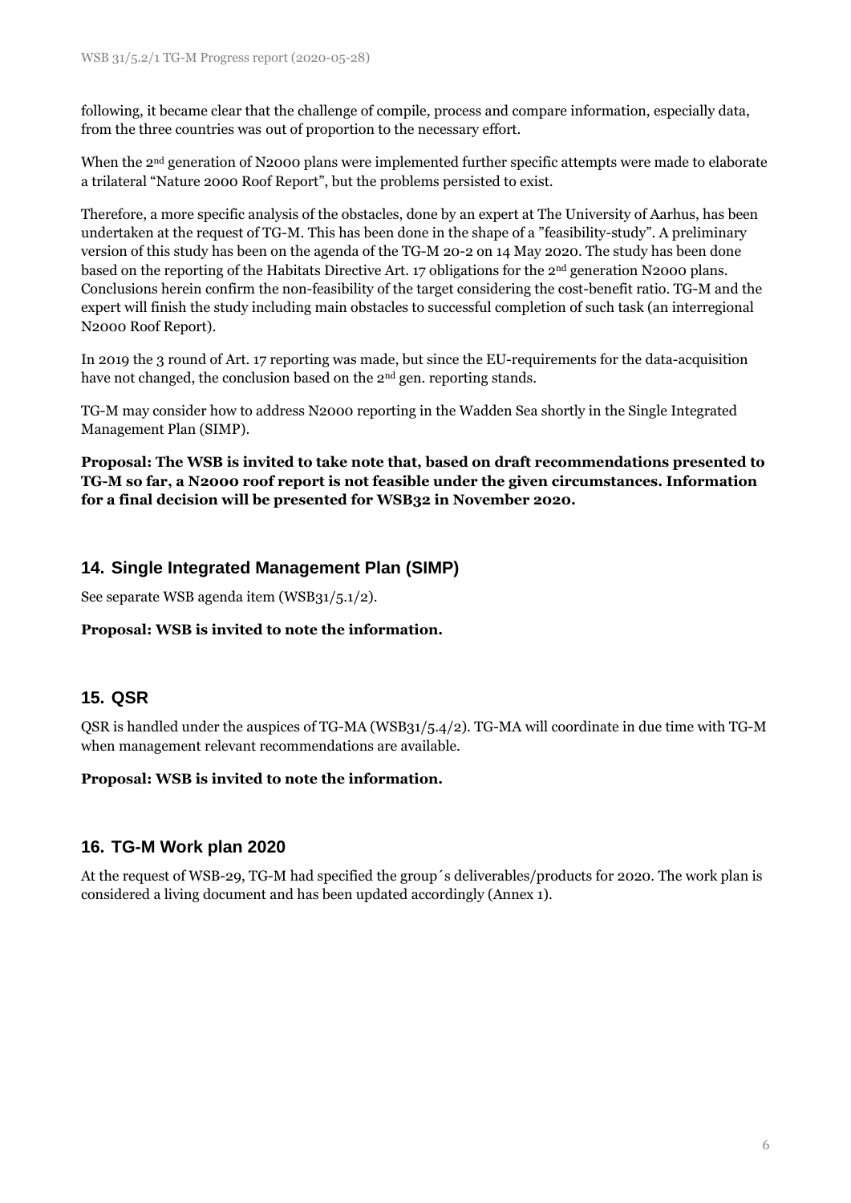following, it became clear that the challenge of compile, process and compare information, especially data, from the three countries was out of proportion to the necessary effort.

When the 2nd generation of N2000 plans were implemented further specific attempts were made to elaborate a trilateral "Nature 2000 Roof Report", but the problems persisted to exist.

Therefore, a more specific analysis of the obstacles, done by an expert at The University of Aarhus, has been undertaken at the request of TG-M. This has been done in the shape of a "feasibility-study". A preliminary version of this study has been on the agenda of the TG-M 20-2 on 14 May 2020. The study has been done based on the reporting of the Habitats Directive Art. 17 obligations for the 2nd generation N2000 plans. Conclusions herein confirm the non-feasibility of the target considering the cost-benefit ratio. TG-M and the expert will finish the study including main obstacles to successful completion of such task (an interregional N2000 Roof Report).

In 2019 the 3 round of Art. 17 reporting was made, but since the EU-requirements for the data-acquisition have not changed, the conclusion based on the 2nd gen. reporting stands.

TG-M may consider how to address N2000 reporting in the Wadden Sea shortly in the Single Integrated Management Plan (SIMP).

**Proposal: The WSB is invited to take note that, based on draft recommendations presented to TG-M so far, a N2000 roof report is not feasible under the given circumstances. Information for a final decision will be presented for WSB32 in November 2020.**

## 14. Single Integrated Management Plan (SIMP)

See separate WSB agenda item (WSB31/5.1/2).

**Proposal: WSB is invited to note the information.**

## 15. QSR

QSR is handled under the auspices of TG-MA (WSB31/5.4/2). TG-MA will coordinate in due time with TG-M when management relevant recommendations are available.

**Proposal: WSB is invited to note the information.**

## 16. TG-M Work plan 2020

At the request of WSB-29, TG-M had specified the group´s deliverables/products for 2020. The work plan is considered a living document and has been updated accordingly (Annex 1).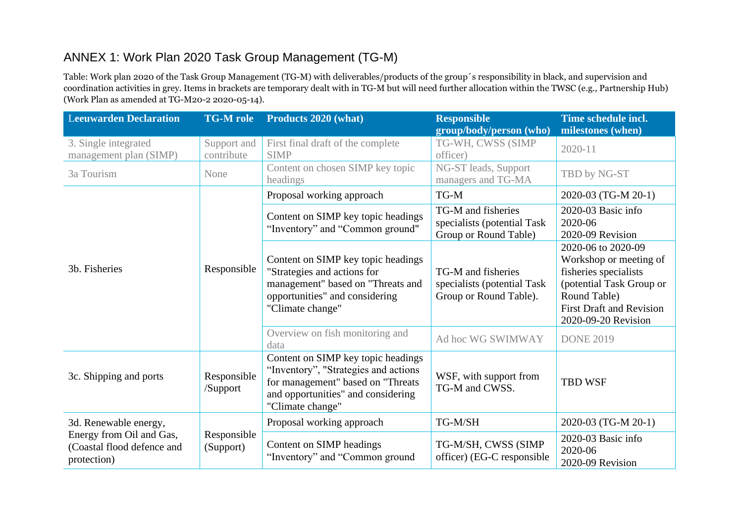## ANNEX 1: Work Plan 2020 Task Group Management (TG-M)

Table: Work plan 2020 of the Task Group Management (TG-M) with deliverables/products of the group´s responsibility in black, and supervision and coordination activities in grey. Items in brackets are temporary dealt with in TG-M but will need further allocation within the TWSC (e.g., Partnership Hub) (Work Plan as amended at TG-M20-2 2020-05-14).

| Leeuwarden Declaration | TG-M role | Products 2020 (what) | Responsible group/body/person (who) | Time schedule incl. milestones (when) |
|---|---|---|---|---|
| 3. Single integrated management plan (SIMP) | Support and contribute | First final draft of the complete SIMP | TG-WH, CWSS (SIMP officer) | 2020-11 |
| 3a Tourism | None | Content on chosen SIMP key topic headings | NG-ST leads, Support managers and TG-MA | TBD by NG-ST |
| 3b. Fisheries | Responsible | Proposal working approach | TG-M | 2020-03 (TG-M 20-1) |
| | | Content on SIMP key topic headings “Inventory” and “Common ground" | TG-M and fisheries specialists (potential Task Group or Round Table) | 2020-03 Basic info<br>2020-06<br>2020-09 Revision |
| | | Content on SIMP key topic headings "Strategies and actions for management" based on "Threats and opportunities" and considering "Climate change" | TG-M and fisheries specialists (potential Task Group or Round Table). | 2020-06 to 2020-09 Workshop or meeting of fisheries specialists (potential Task Group or Round Table)<br>First Draft and Revision<br>2020-09-20 Revision |
| | | Overview on fish monitoring and data | Ad hoc WG SWIMWAY | DONE 2019 |
| 3c. Shipping and ports | Responsible /Support | Content on SIMP key topic headings “Inventory”, "Strategies and actions for management" based on "Threats and opportunities" and considering "Climate change" | WSF, with support from TG-M and CWSS. | TBD WSF |
| 3d. Renewable energy, Energy from Oil and Gas, (Coastal flood defence and protection) | Responsible (Support) | Proposal working approach | TG-M/SH | 2020-03 (TG-M 20-1) |
| | | Content on SIMP headings “Inventory” and “Common ground | TG-M/SH, CWSS (SIMP officer) (EG-C responsible | 2020-03 Basic info<br>2020-06<br>2020-09 Revision |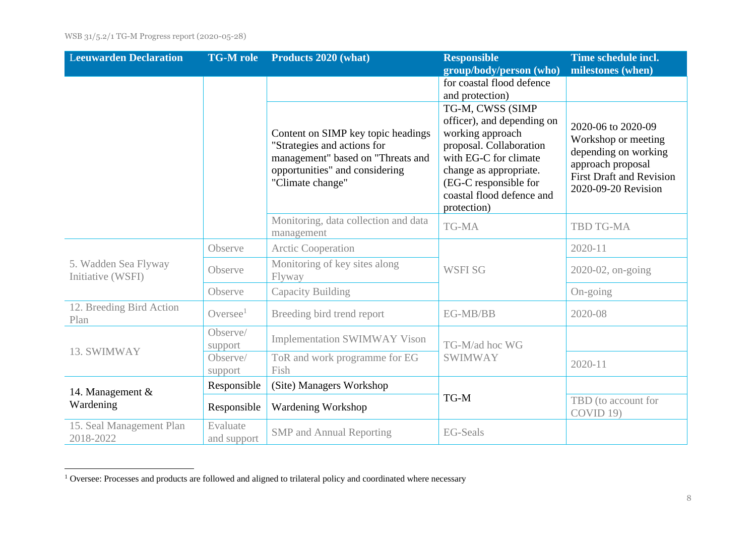| Leeuwarden Declaration | TG-M role | Products 2020 (what) | Responsible group/body/person (who) | Time schedule incl. milestones (when) |
|---|---|---|---|---|
| | | | for coastal flood defence and protection) | |
| | | Content on SIMP key topic headings "Strategies and actions for management" based on "Threats and opportunities" and considering "Climate change" | TG-M, CWSS (SIMP officer), and depending on working approach proposal. Collaboration with EG-C for climate change as appropriate. (EG-C responsible for coastal flood defence and protection) | 2020-06 to 2020-09 Workshop or meeting depending on working approach proposal First Draft and Revision 2020-09-20 Revision |
| | | Monitoring, data collection and data management | TG-MA | TBD TG-MA |
| 5. Wadden Sea Flyway Initiative (WSFI) | Observe | Arctic Cooperation | WSFI SG | 2020-11 |
| | Observe | Monitoring of key sites along Flyway | | 2020-02, on-going |
| | Observe | Capacity Building | | On-going |
| 12. Breeding Bird Action Plan | Oversee[1] | Breeding bird trend report | EG-MB/BB | 2020-08 |
| 13. SWIMWAY | Observe/ support | Implementation SWIMWAY Vison | TG-M/ad hoc WG SWIMWAY | |
| | Observe/ support | ToR and work programme for EG Fish | | 2020-11 |
| 14. Management & Wardening | Responsible | (Site) Managers Workshop | TG-M | |
| | Responsible | Wardening Workshop | | TBD (to account for COVID 19) |
| 15. Seal Management Plan 2018-2022 | Evaluate and support | SMP and Annual Reporting | EG-Seals | |

[1] Oversee: Processes and products are followed and aligned to trilateral policy and coordinated where necessary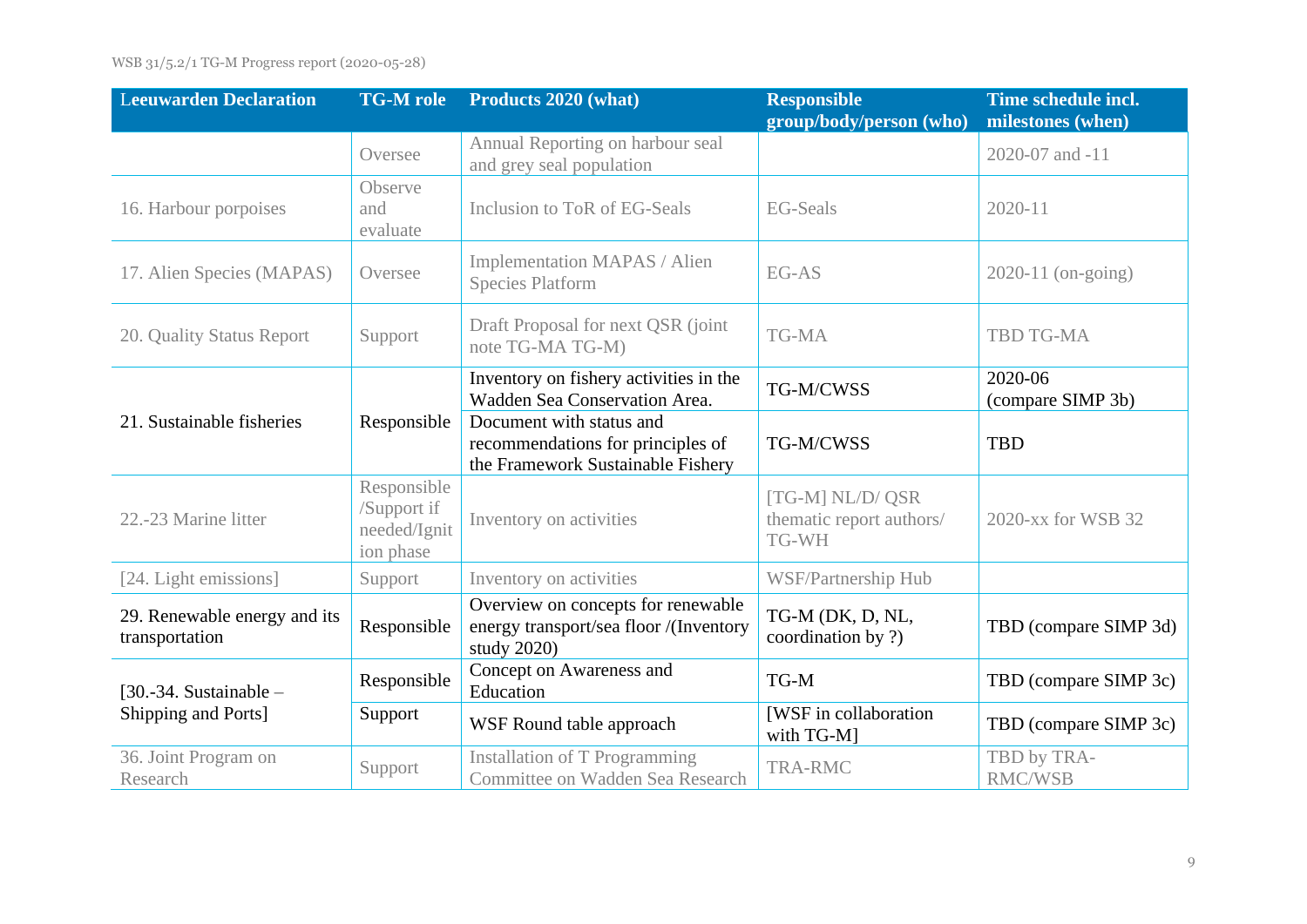| Leeuwarden Declaration | TG-M role | Products 2020 (what) | Responsible group/body/person (who) | Time schedule incl. milestones (when) |
|---|---|---|---|---|
| | Oversee | Annual Reporting on harbour seal and grey seal population | | 2020-07 and -11 |
| 16. Harbour porpoises | Observe and evaluate | Inclusion to ToR of EG-Seals | EG-Seals | 2020-11 |
| 17. Alien Species (MAPAS) | Oversee | Implementation MAPAS / Alien Species Platform | EG-AS | 2020-11 (on-going) |
| 20. Quality Status Report | Support | Draft Proposal for next QSR (joint note TG-MA TG-M) | TG-MA | TBD TG-MA |
| 21. Sustainable fisheries | Responsible | Inventory on fishery activities in the Wadden Sea Conservation Area. | TG-M/CWSS | 2020-06 (compare SIMP 3b) |
| | | Document with status and recommendations for principles of the Framework Sustainable Fishery | TG-M/CWSS | TBD |
| 22.-23 Marine litter | Responsible /Support if needed/Ignition phase | Inventory on activities | [TG-M] NL/D/ QSR thematic report authors/ TG-WH | 2020-xx for WSB 32 |
| [24. Light emissions] | Support | Inventory on activities | WSF/Partnership Hub | |
| 29. Renewable energy and its transportation | Responsible | Overview on concepts for renewable energy transport/sea floor /(Inventory study 2020) | TG-M (DK, D, NL, coordination by ?) | TBD (compare SIMP 3d) |
| [30.-34. Sustainable – Shipping and Ports] | Responsible | Concept on Awareness and Education | TG-M | TBD (compare SIMP 3c) |
| | Support | WSF Round table approach | [WSF in collaboration with TG-M] | TBD (compare SIMP 3c) |
| 36. Joint Program on Research | Support | Installation of T Programming Committee on Wadden Sea Research | TRA-RMC | TBD by TRA-RMC/WSB |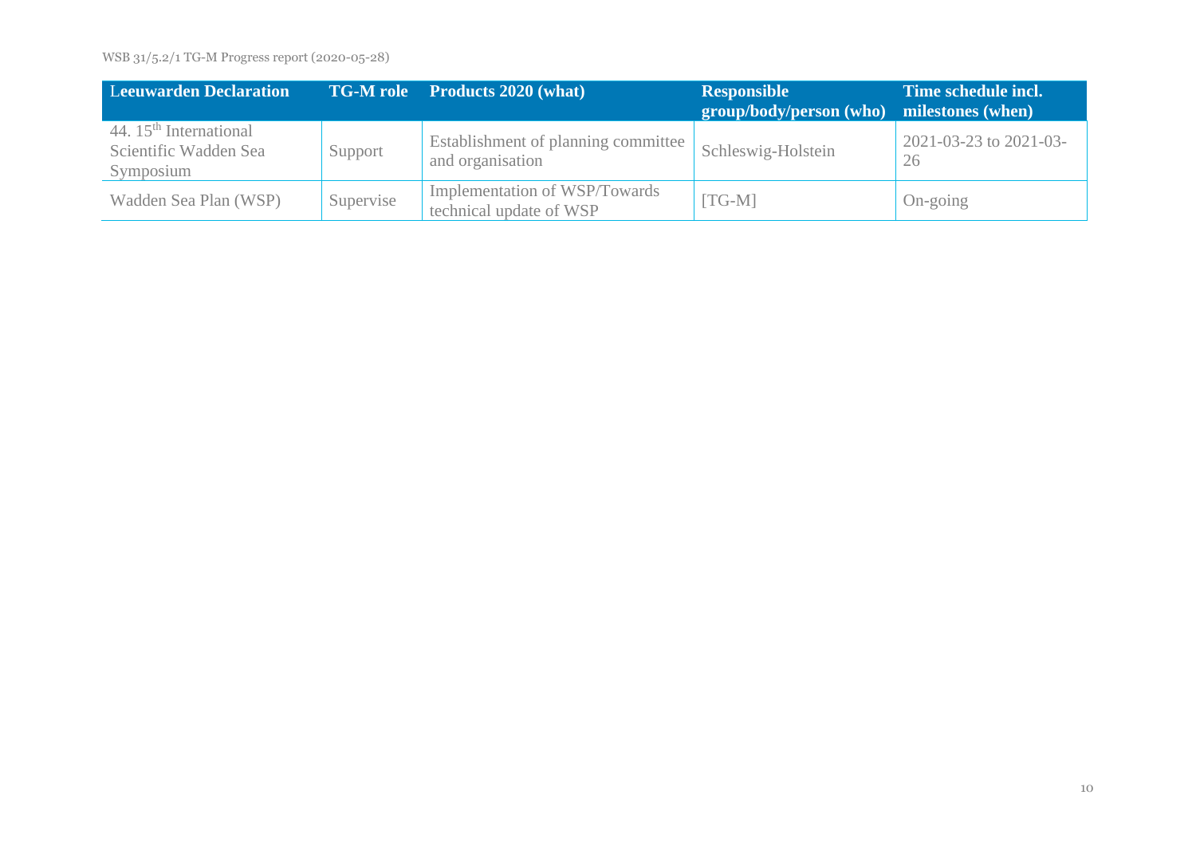| Leeuwarden Declaration | TG-M role | Products 2020 (what) | Responsible group/body/person (who) | Time schedule incl. milestones (when) |
|---|---|---|---|---|
| 44. 15th International Scientific Wadden Sea Symposium | Support | Establishment of planning committee and organisation | Schleswig-Holstein | 2021-03-23 to 2021-03-26 |
| Wadden Sea Plan (WSP) | Supervise | Implementation of WSP/Towards technical update of WSP | [TG-M] | On-going |